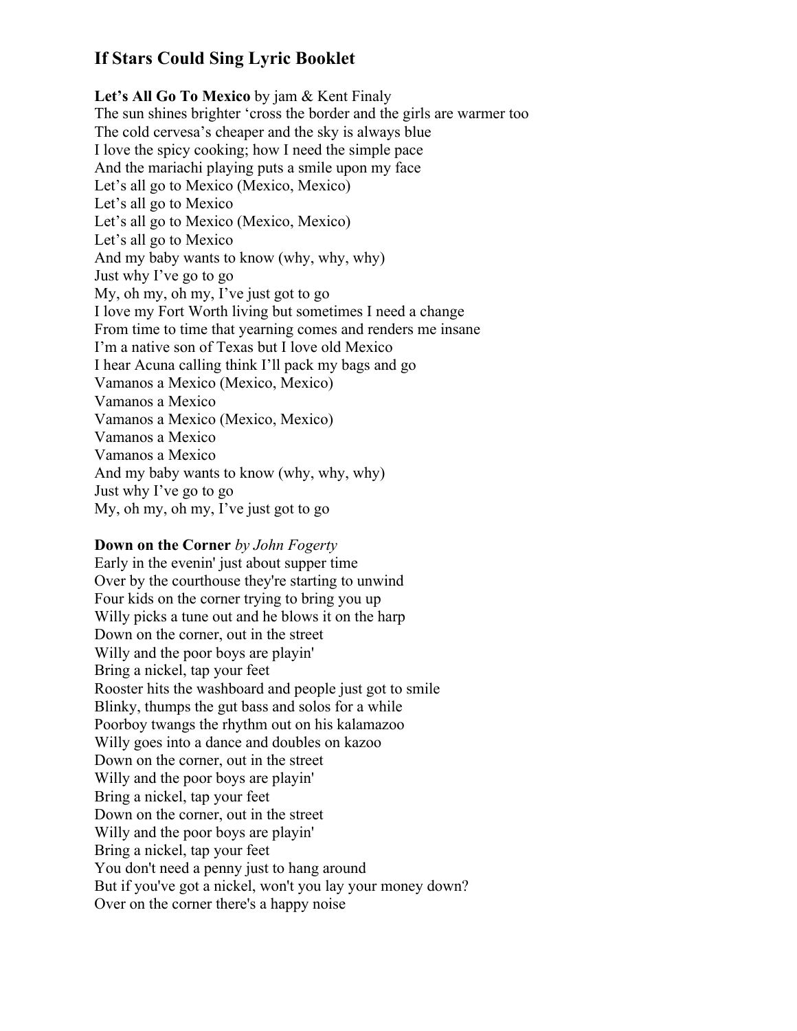# If Stars Could Sing Lyric Booklet

**Let's All Go To Mexico** by jam & Kent Finaly
The sun shines brighter 'cross the border and the girls are warmer too
The cold cervesa's cheaper and the sky is always blue
I love the spicy cooking; how I need the simple pace
And the mariachi playing puts a smile upon my face
Let's all go to Mexico (Mexico, Mexico)
Let's all go to Mexico
Let's all go to Mexico (Mexico, Mexico)
Let's all go to Mexico
And my baby wants to know (why, why, why)
Just why I've go to go
My, oh my, oh my, I've just got to go
I love my Fort Worth living but sometimes I need a change
From time to time that yearning comes and renders me insane
I'm a native son of Texas but I love old Mexico
I hear Acuna calling think I'll pack my bags and go
Vamanos a Mexico (Mexico, Mexico)
Vamanos a Mexico
Vamanos a Mexico (Mexico, Mexico)
Vamanos a Mexico
Vamanos a Mexico
And my baby wants to know (why, why, why)
Just why I've go to go
My, oh my, oh my, I've just got to go

**Down on the Corner** *by John Fogerty*
Early in the evenin' just about supper time
Over by the courthouse they're starting to unwind
Four kids on the corner trying to bring you up
Willy picks a tune out and he blows it on the harp
Down on the corner, out in the street
Willy and the poor boys are playin'
Bring a nickel, tap your feet
Rooster hits the washboard and people just got to smile
Blinky, thumps the gut bass and solos for a while
Poorboy twangs the rhythm out on his kalamazoo
Willy goes into a dance and doubles on kazoo
Down on the corner, out in the street
Willy and the poor boys are playin'
Bring a nickel, tap your feet
Down on the corner, out in the street
Willy and the poor boys are playin'
Bring a nickel, tap your feet
You don't need a penny just to hang around
But if you've got a nickel, won't you lay your money down?
Over on the corner there's a happy noise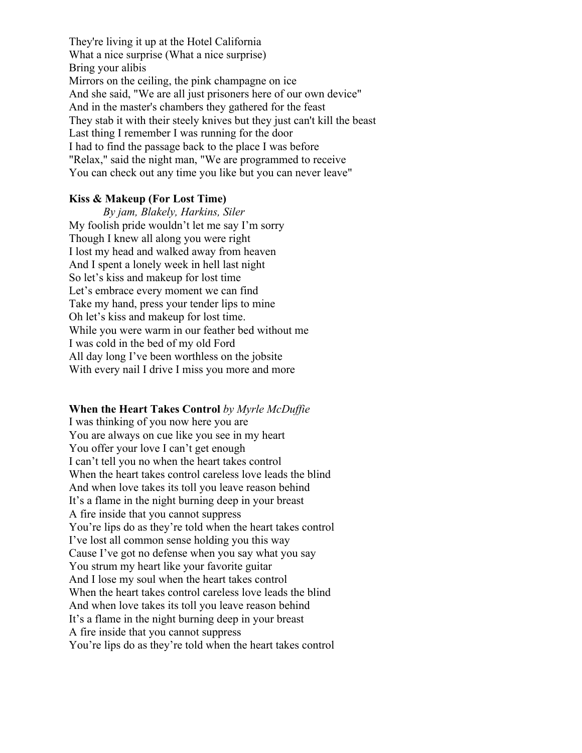They're living it up at the Hotel California
What a nice surprise (What a nice surprise)
Bring your alibis
Mirrors on the ceiling, the pink champagne on ice
And she said, "We are all just prisoners here of our own device"
And in the master's chambers they gathered for the feast
They stab it with their steely knives but they just can't kill the beast
Last thing I remember I was running for the door
I had to find the passage back to the place I was before
"Relax," said the night man, "We are programmed to receive
You can check out any time you like but you can never leave"

**Kiss & Makeup (For Lost Time)**
*By jam, Blakely, Harkins, Siler*
My foolish pride wouldn't let me say I'm sorry
Though I knew all along you were right
I lost my head and walked away from heaven
And I spent a lonely week in hell last night
So let's kiss and makeup for lost time
Let's embrace every moment we can find
Take my hand, press your tender lips to mine
Oh let's kiss and makeup for lost time.
While you were warm in our feather bed without me
I was cold in the bed of my old Ford
All day long I've been worthless on the jobsite
With every nail I drive I miss you more and more

**When the Heart Takes Control** *by Myrle McDuffie*
I was thinking of you now here you are
You are always on cue like you see in my heart
You offer your love I can't get enough
I can't tell you no when the heart takes control
When the heart takes control careless love leads the blind
And when love takes its toll you leave reason behind
It's a flame in the night burning deep in your breast
A fire inside that you cannot suppress
You're lips do as they're told when the heart takes control
I've lost all common sense holding you this way
Cause I've got no defense when you say what you say
You strum my heart like your favorite guitar
And I lose my soul when the heart takes control
When the heart takes control careless love leads the blind
And when love takes its toll you leave reason behind
It's a flame in the night burning deep in your breast
A fire inside that you cannot suppress
You're lips do as they're told when the heart takes control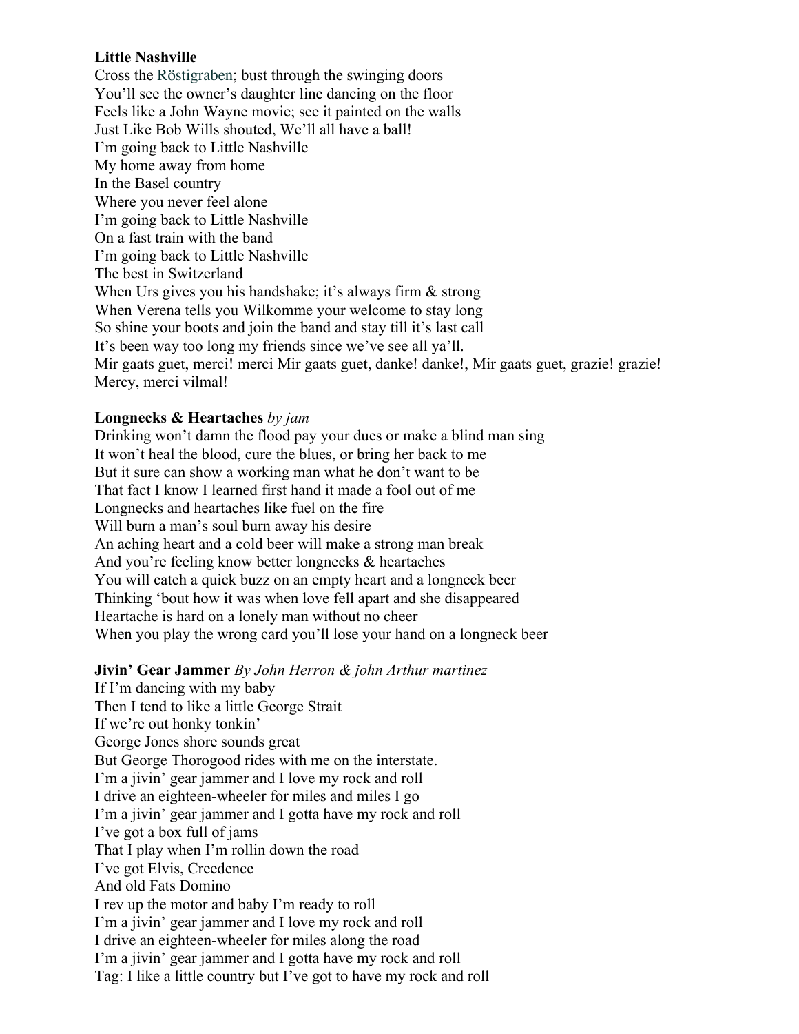**Little Nashville**

Cross the Röstigraben; bust through the swinging doors
You'll see the owner's daughter line dancing on the floor
Feels like a John Wayne movie; see it painted on the walls
Just Like Bob Wills shouted, We'll all have a ball!
I'm going back to Little Nashville
My home away from home
In the Basel country
Where you never feel alone
I'm going back to Little Nashville
On a fast train with the band
I'm going back to Little Nashville
The best in Switzerland
When Urs gives you his handshake; it's always firm & strong
When Verena tells you Wilkomme your welcome to stay long
So shine your boots and join the band and stay till it's last call
It's been way too long my friends since we've see all ya'll.
Mir gaats guet, merci! merci Mir gaats guet, danke! danke!, Mir gaats guet, grazie! grazie!
Mercy, merci vilmal!

**Longnecks & Heartaches** *by jam*

Drinking won't damn the flood pay your dues or make a blind man sing
It won't heal the blood, cure the blues, or bring her back to me
But it sure can show a working man what he don't want to be
That fact I know I learned first hand it made a fool out of me
Longnecks and heartaches like fuel on the fire
Will burn a man's soul burn away his desire
An aching heart and a cold beer will make a strong man break
And you're feeling know better longnecks & heartaches
You will catch a quick buzz on an empty heart and a longneck beer
Thinking 'bout how it was when love fell apart and she disappeared
Heartache is hard on a lonely man without no cheer
When you play the wrong card you'll lose your hand on a longneck beer

**Jivin' Gear Jammer** *By John Herron & john Arthur martinez*

If I'm dancing with my baby
Then I tend to like a little George Strait
If we're out honky tonkin'
George Jones shore sounds great
But George Thorogood rides with me on the interstate.
I'm a jivin' gear jammer and I love my rock and roll
I drive an eighteen-wheeler for miles and miles I go
I'm a jivin' gear jammer and I gotta have my rock and roll
I've got a box full of jams
That I play when I'm rollin down the road
I've got Elvis, Creedence
And old Fats Domino
I rev up the motor and baby I'm ready to roll
I'm a jivin' gear jammer and I love my rock and roll
I drive an eighteen-wheeler for miles along the road
I'm a jivin' gear jammer and I gotta have my rock and roll
Tag: I like a little country but I've got to have my rock and roll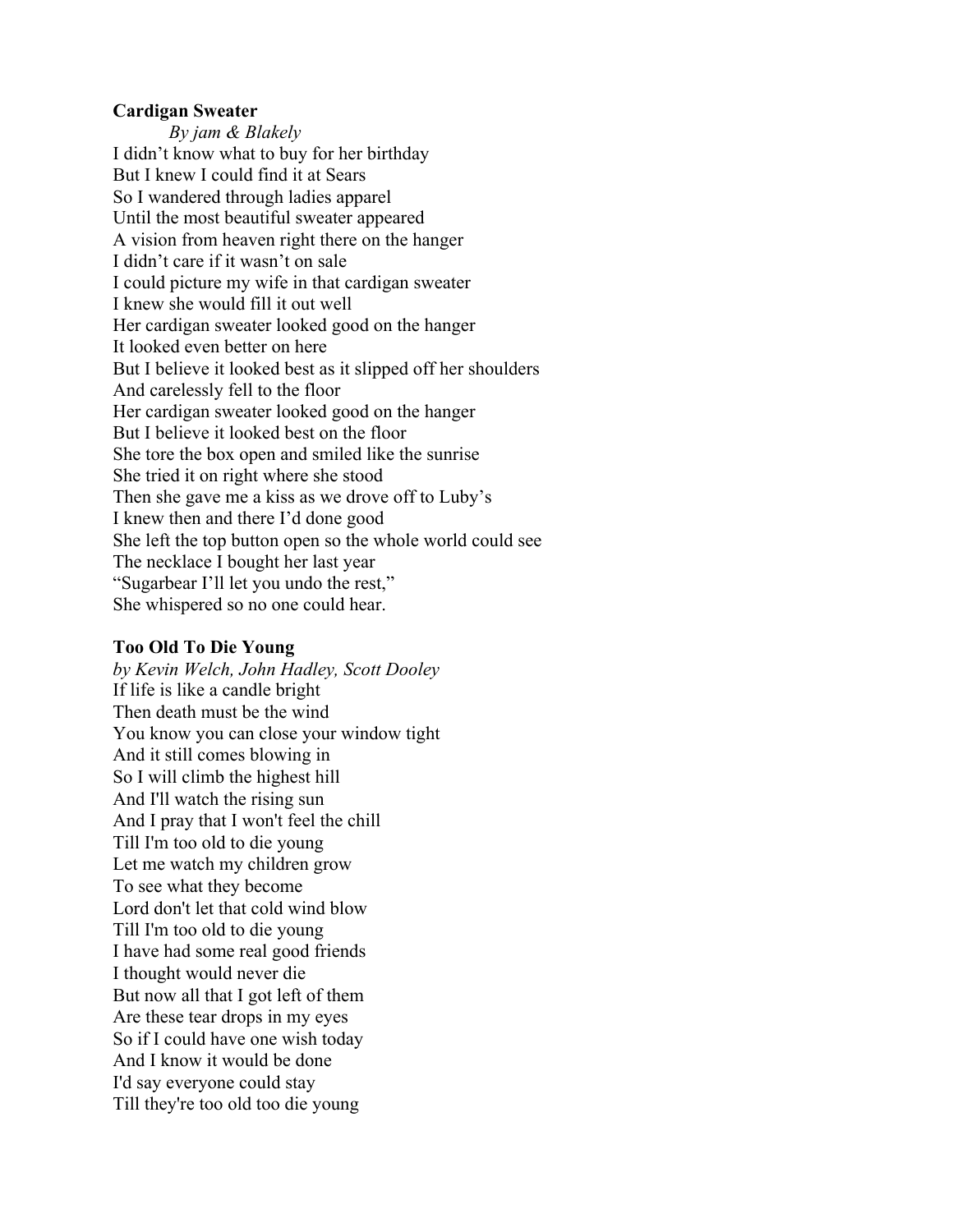**Cardigan Sweater**

*By jam & Blakely*

I didn't know what to buy for her birthday
But I knew I could find it at Sears
So I wandered through ladies apparel
Until the most beautiful sweater appeared
A vision from heaven right there on the hanger
I didn't care if it wasn't on sale
I could picture my wife in that cardigan sweater
I knew she would fill it out well
Her cardigan sweater looked good on the hanger
It looked even better on here
But I believe it looked best as it slipped off her shoulders
And carelessly fell to the floor
Her cardigan sweater looked good on the hanger
But I believe it looked best on the floor
She tore the box open and smiled like the sunrise
She tried it on right where she stood
Then she gave me a kiss as we drove off to Luby's
I knew then and there I'd done good
She left the top button open so the whole world could see
The necklace I bought her last year
"Sugarbear I'll let you undo the rest,"
She whispered so no one could hear.

**Too Old To Die Young**

*by Kevin Welch, John Hadley, Scott Dooley*

If life is like a candle bright
Then death must be the wind
You know you can close your window tight
And it still comes blowing in
So I will climb the highest hill
And I'll watch the rising sun
And I pray that I won't feel the chill
Till I'm too old to die young
Let me watch my children grow
To see what they become
Lord don't let that cold wind blow
Till I'm too old to die young
I have had some real good friends
I thought would never die
But now all that I got left of them
Are these tear drops in my eyes
So if I could have one wish today
And I know it would be done
I'd say everyone could stay
Till they're too old too die young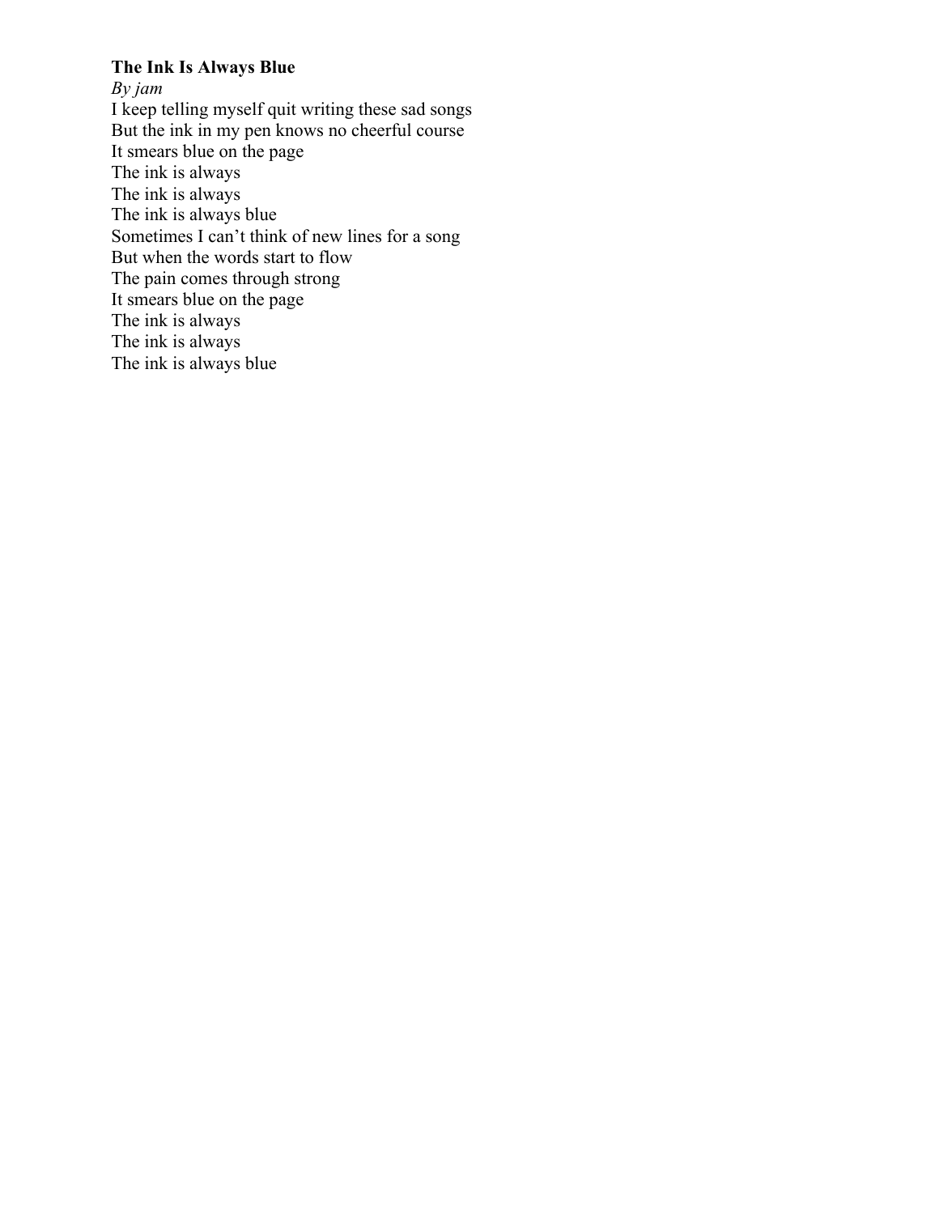**The Ink Is Always Blue**

*By jam*

I keep telling myself quit writing these sad songs
But the ink in my pen knows no cheerful course
It smears blue on the page
The ink is always
The ink is always
The ink is always blue
Sometimes I can't think of new lines for a song
But when the words start to flow
The pain comes through strong
It smears blue on the page
The ink is always
The ink is always
The ink is always blue